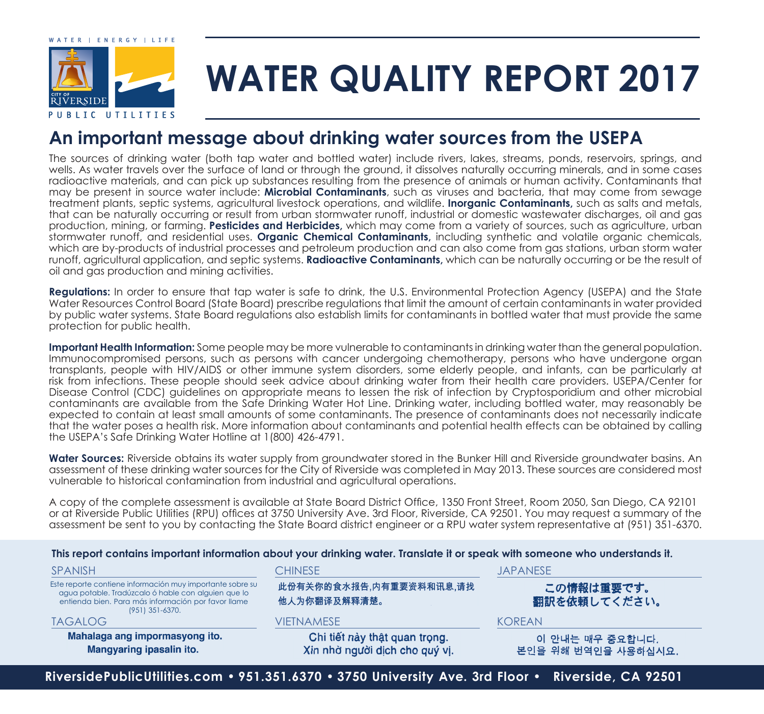WATER | ENERGY | LIFE

CITY OF RIVERSIDE

PUBLIC UTILITIES

# WATER QUALITY REPORT 2017

## An important message about drinking water sources from the USEPA

The sources of drinking water (both tap water and bottled water) include rivers, lakes, streams, ponds, reservoirs, springs, and wells. As water travels over the surface of land or through the ground, it dissolves naturally occurring minerals, and in some cases radioactive materials, and can pick up substances resulting from the presence of animals or human activity. Contaminants that may be present in source water include: **Microbial Contaminants**, such as viruses and bacteria, that may come from sewage treatment plants, septic systems, agricultural livestock operations, and wildlife. **Inorganic Contaminants,** such as salts and metals, that can be naturally occurring or result from urban stormwater runoff, industrial or domestic wastewater discharges, oil and gas production, mining, or farming. **Pesticides and Herbicides,** which may come from a variety of sources, such as agriculture, urban stormwater runoff, and residential uses. **Organic Chemical Contaminants,** including synthetic and volatile organic chemicals, which are by-products of industrial processes and petroleum production and can also come from gas stations, urban storm water runoff, agricultural application, and septic systems. **Radioactive Contaminants,** which can be naturally occurring or be the result of oil and gas production and mining activities.

**Regulations:** In order to ensure that tap water is safe to drink, the U.S. Environmental Protection Agency (USEPA) and the State Water Resources Control Board (State Board) prescribe regulations that limit the amount of certain contaminants in water provided by public water systems. State Board regulations also establish limits for contaminants in bottled water that must provide the same protection for public health.

**Important Health Information:** Some people may be more vulnerable to contaminants in drinking water than the general population. Immunocompromised persons, such as persons with cancer undergoing chemotherapy, persons who have undergone organ transplants, people with HIV/AIDS or other immune system disorders, some elderly people, and infants, can be particularly at risk from infections. These people should seek advice about drinking water from their health care providers. USEPA/Center for Disease Control (CDC) guidelines on appropriate means to lessen the risk of infection by Cryptosporidium and other microbial contaminants are available from the Safe Drinking Water Hot Line. Drinking water, including bottled water, may reasonably be expected to contain at least small amounts of some contaminants. The presence of contaminants does not necessarily indicate that the water poses a health risk. More information about contaminants and potential health effects can be obtained by calling the USEPA's Safe Drinking Water Hotline at 1(800) 426-4791.

**Water Sources:** Riverside obtains its water supply from groundwater stored in the Bunker Hill and Riverside groundwater basins. An assessment of these drinking water sources for the City of Riverside was completed in May 2013. These sources are considered most vulnerable to historical contamination from industrial and agricultural operations.

A copy of the complete assessment is available at State Board District Office, 1350 Front Street, Room 2050, San Diego, CA 92101 or at Riverside Public Utilities (RPU) offices at 3750 University Ave. 3rd Floor, Riverside, CA 92501. You may request a summary of the assessment be sent to you by contacting the State Board district engineer or a RPU water system representative at (951) 351-6370.

**This report contains important information about your drinking water. Translate it or speak with someone who understands it.**

SPANISH

Este reporte contiene información muy importante sobre su agua potable. Tradúzcalo ó hable con alguien que lo entienda bien. Para más información por favor llame (951) 351-6370.

CHINESE

此份有关你的食水报告,内有重要资料和讯息,请找他人为你翻译及解释清楚。

JAPANESE

この情報は重要です。
翻訳を依頼してください。

TAGALOG

Mahalaga ang impormasyong ito.
Mangyaring ipasalin ito.

VIETNAMESE

Chi tiết này thật quan trọng.
Xin nhờ người dịch cho quý vị.

KOREAN

이 안내는 매우 중요합니다.
본인을 위해 번역인을 사용하십시요.

**RiversidePublicUtilities.com • 951.351.6370 • 3750 University Ave. 3rd Floor • Riverside, CA 92501**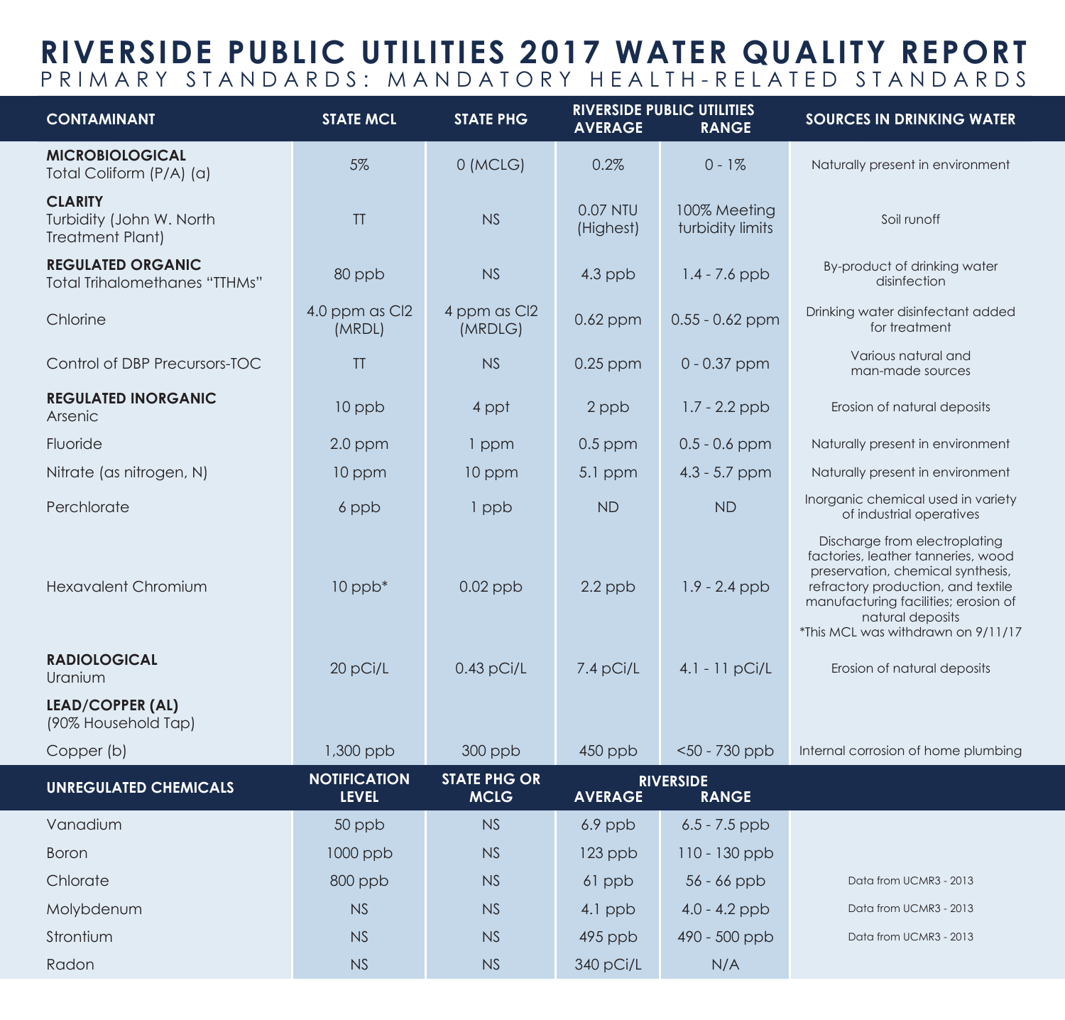# RIVERSIDE PUBLIC UTILITIES 2017 WATER QUALITY REPORT

## PRIMARY STANDARDS: MANDATORY HEALTH-RELATED STANDARDS

| CONTAMINANT | STATE MCL | STATE PHG | RIVERSIDE PUBLIC UTILITIES AVERAGE | RANGE | SOURCES IN DRINKING WATER |
|---|---|---|---|---|---|
| **MICROBIOLOGICAL** Total Coliform (P/A) (a) | 5% | 0 (MCLG) | 0.2% | 0 - 1% | Naturally present in environment |
| **CLARITY** Turbidity (John W. North Treatment Plant) | TT | NS | 0.07 NTU (Highest) | 100% Meeting turbidity limits | Soil runoff |
| **REGULATED ORGANIC** Total Trihalomethanes "TTHMs" | 80 ppb | NS | 4.3 ppb | 1.4 - 7.6 ppb | By-product of drinking water disinfection |
| Chlorine | 4.0 ppm as Cl2 (MRDL) | 4 ppm as Cl2 (MRDLG) | 0.62 ppm | 0.55 - 0.62 ppm | Drinking water disinfectant added for treatment |
| Control of DBP Precursors-TOC | TT | NS | 0.25 ppm | 0 - 0.37 ppm | Various natural and man-made sources |
| **REGULATED INORGANIC** Arsenic | 10 ppb | 4 ppt | 2 ppb | 1.7 - 2.2 ppb | Erosion of natural deposits |
| Fluoride | 2.0 ppm | 1 ppm | 0.5 ppm | 0.5 - 0.6 ppm | Naturally present in environment |
| Nitrate (as nitrogen, N) | 10 ppm | 10 ppm | 5.1 ppm | 4.3 - 5.7 ppm | Naturally present in environment |
| Perchlorate | 6 ppb | 1 ppb | ND | ND | Inorganic chemical used in variety of industrial operatives |
| Hexavalent Chromium | 10 ppb* | 0.02 ppb | 2.2 ppb | 1.9 - 2.4 ppb | Discharge from electroplating factories, leather tanneries, wood preservation, chemical synthesis, refractory production, and textile manufacturing facilities; erosion of natural deposits *This MCL was withdrawn on 9/11/17 |
| **RADIOLOGICAL** Uranium | 20 pCi/L | 0.43 pCi/L | 7.4 pCi/L | 4.1 - 11 pCi/L | Erosion of natural deposits |
| **LEAD/COPPER (AL)** (90% Household Tap) | | | | | |
| Copper (b) | 1,300 ppb | 300 ppb | 450 ppb | <50 - 730 ppb | Internal corrosion of home plumbing |

| UNREGULATED CHEMICALS | NOTIFICATION LEVEL | STATE PHG OR MCLG | RIVERSIDE AVERAGE | RANGE | |
|---|---|---|---|---|---|
| Vanadium | 50 ppb | NS | 6.9 ppb | 6.5 - 7.5 ppb | |
| Boron | 1000 ppb | NS | 123 ppb | 110 - 130 ppb | |
| Chlorate | 800 ppb | NS | 61 ppb | 56 - 66 ppb | Data from UCMR3 - 2013 |
| Molybdenum | NS | NS | 4.1 ppb | 4.0 - 4.2 ppb | Data from UCMR3 - 2013 |
| Strontium | NS | NS | 495 ppb | 490 - 500 ppb | Data from UCMR3 - 2013 |
| Radon | NS | NS | 340 pCi/L | N/A | |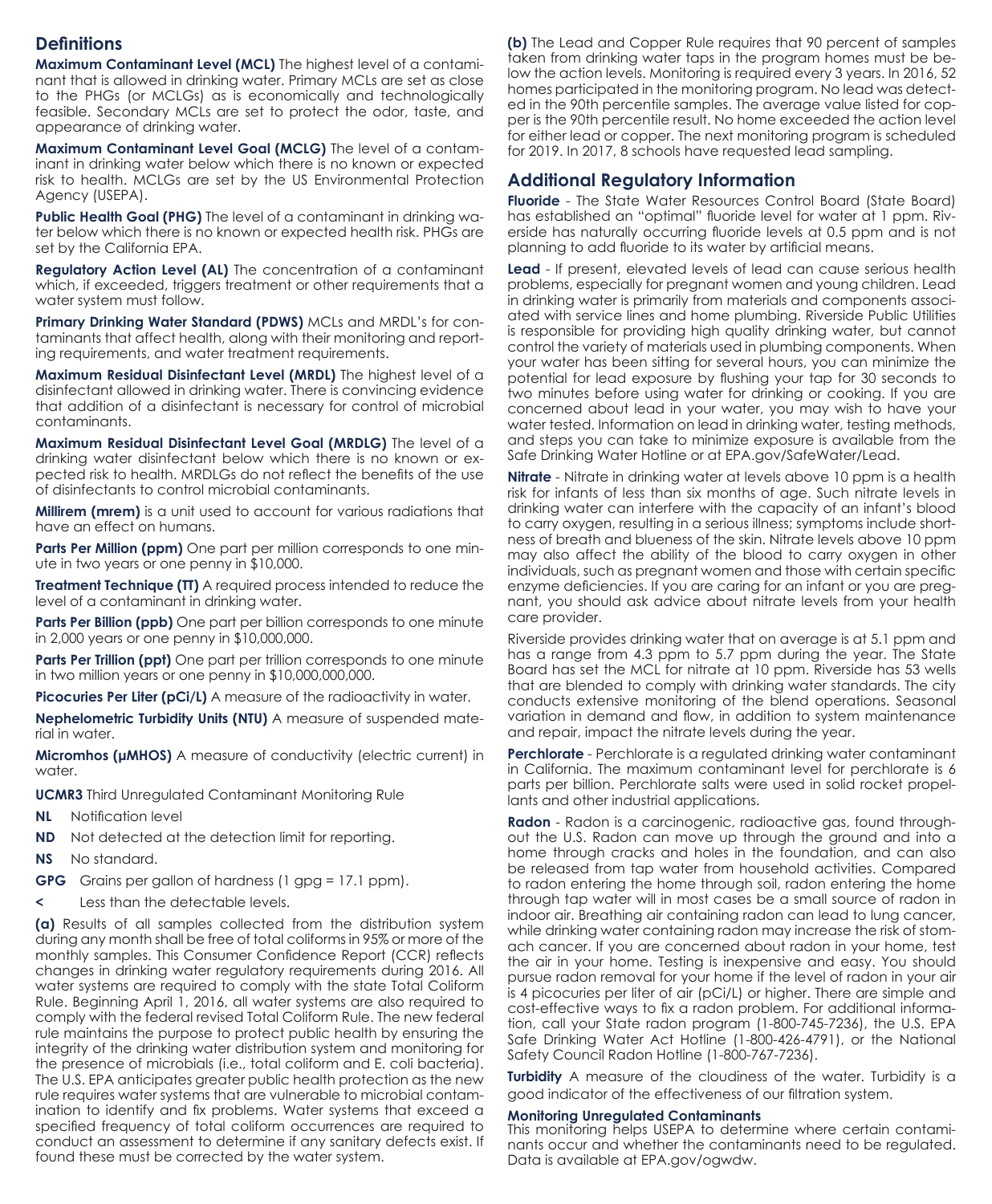## Definitions

**Maximum Contaminant Level (MCL)** The highest level of a contaminant that is allowed in drinking water. Primary MCLs are set as close to the PHGs (or MCLGs) as is economically and technologically feasible. Secondary MCLs are set to protect the odor, taste, and appearance of drinking water.

**Maximum Contaminant Level Goal (MCLG)** The level of a contaminant in drinking water below which there is no known or expected risk to health. MCLGs are set by the US Environmental Protection Agency (USEPA).

**Public Health Goal (PHG)** The level of a contaminant in drinking water below which there is no known or expected health risk. PHGs are set by the California EPA.

**Regulatory Action Level (AL)** The concentration of a contaminant which, if exceeded, triggers treatment or other requirements that a water system must follow.

**Primary Drinking Water Standard (PDWS)** MCLs and MRDL's for contaminants that affect health, along with their monitoring and reporting requirements, and water treatment requirements.

**Maximum Residual Disinfectant Level (MRDL)** The highest level of a disinfectant allowed in drinking water. There is convincing evidence that addition of a disinfectant is necessary for control of microbial contaminants.

**Maximum Residual Disinfectant Level Goal (MRDLG)** The level of a drinking water disinfectant below which there is no known or expected risk to health. MRDLGs do not reflect the benefits of the use of disinfectants to control microbial contaminants.

**Millirem (mrem)** is a unit used to account for various radiations that have an effect on humans.

**Parts Per Million (ppm)** One part per million corresponds to one minute in two years or one penny in $10,000.

**Treatment Technique (TT)** A required process intended to reduce the level of a contaminant in drinking water.

**Parts Per Billion (ppb)** One part per billion corresponds to one minute in 2,000 years or one penny in $10,000,000.

**Parts Per Trillion (ppt)** One part per trillion corresponds to one minute in two million years or one penny in $10,000,000,000.

**Picocuries Per Liter (pCi/L)** A measure of the radioactivity in water.

**Nephelometric Turbidity Units (NTU)** A measure of suspended material in water.

**Micromhos (μMHOS)** A measure of conductivity (electric current) in water.

**UCMR3** Third Unregulated Contaminant Monitoring Rule

**NL** Notification level

**ND** Not detected at the detection limit for reporting.

**NS** No standard.

**GPG** Grains per gallon of hardness (1 gpg = 17.1 ppm).

**<** Less than the detectable levels.

**(a)** Results of all samples collected from the distribution system during any month shall be free of total coliforms in 95% or more of the monthly samples. This Consumer Confidence Report (CCR) reflects changes in drinking water regulatory requirements during 2016. All water systems are required to comply with the state Total Coliform Rule. Beginning April 1, 2016, all water systems are also required to comply with the federal revised Total Coliform Rule. The new federal rule maintains the purpose to protect public health by ensuring the integrity of the drinking water distribution system and monitoring for the presence of microbials (i.e., total coliform and E. coli bacteria). The U.S. EPA anticipates greater public health protection as the new rule requires water systems that are vulnerable to microbial contamination to identify and fix problems. Water systems that exceed a specified frequency of total coliform occurrences are required to conduct an assessment to determine if any sanitary defects exist. If found these must be corrected by the water system.

**(b)** The Lead and Copper Rule requires that 90 percent of samples taken from drinking water taps in the program homes must be below the action levels. Monitoring is required every 3 years. In 2016, 52 homes participated in the monitoring program. No lead was detected in the 90th percentile samples. The average value listed for copper is the 90th percentile result. No home exceeded the action level for either lead or copper. The next monitoring program is scheduled for 2019. In 2017, 8 schools have requested lead sampling.

## Additional Regulatory Information

**Fluoride** - The State Water Resources Control Board (State Board) has established an "optimal" fluoride level for water at 1 ppm. Riverside has naturally occurring fluoride levels at 0.5 ppm and is not planning to add fluoride to its water by artificial means.

**Lead** - If present, elevated levels of lead can cause serious health problems, especially for pregnant women and young children. Lead in drinking water is primarily from materials and components associated with service lines and home plumbing. Riverside Public Utilities is responsible for providing high quality drinking water, but cannot control the variety of materials used in plumbing components. When your water has been sitting for several hours, you can minimize the potential for lead exposure by flushing your tap for 30 seconds to two minutes before using water for drinking or cooking. If you are concerned about lead in your water, you may wish to have your water tested. Information on lead in drinking water, testing methods, and steps you can take to minimize exposure is available from the Safe Drinking Water Hotline or at EPA.gov/SafeWater/Lead.

**Nitrate** - Nitrate in drinking water at levels above 10 ppm is a health risk for infants of less than six months of age. Such nitrate levels in drinking water can interfere with the capacity of an infant's blood to carry oxygen, resulting in a serious illness; symptoms include shortness of breath and blueness of the skin. Nitrate levels above 10 ppm may also affect the ability of the blood to carry oxygen in other individuals, such as pregnant women and those with certain specific enzyme deficiencies. If you are caring for an infant or you are pregnant, you should ask advice about nitrate levels from your health care provider.

Riverside provides drinking water that on average is at 5.1 ppm and has a range from 4.3 ppm to 5.7 ppm during the year. The State Board has set the MCL for nitrate at 10 ppm. Riverside has 53 wells that are blended to comply with drinking water standards. The city conducts extensive monitoring of the blend operations. Seasonal variation in demand and flow, in addition to system maintenance and repair, impact the nitrate levels during the year.

**Perchlorate** - Perchlorate is a regulated drinking water contaminant in California. The maximum contaminant level for perchlorate is 6 parts per billion. Perchlorate salts were used in solid rocket propellants and other industrial applications.

**Radon** - Radon is a carcinogenic, radioactive gas, found throughout the U.S. Radon can move up through the ground and into a home through cracks and holes in the foundation, and can also be released from tap water from household activities. Compared to radon entering the home through soil, radon entering the home through tap water will in most cases be a small source of radon in indoor air. Breathing air containing radon can lead to lung cancer, while drinking water containing radon may increase the risk of stomach cancer. If you are concerned about radon in your home, test the air in your home. Testing is inexpensive and easy. You should pursue radon removal for your home if the level of radon in your air is 4 picocuries per liter of air (pCi/L) or higher. There are simple and cost-effective ways to fix a radon problem. For additional information, call your State radon program (1-800-745-7236), the U.S. EPA Safe Drinking Water Act Hotline (1-800-426-4791), or the National Safety Council Radon Hotline (1-800-767-7236).

**Turbidity** A measure of the cloudiness of the water. Turbidity is a good indicator of the effectiveness of our filtration system.

**Monitoring Unregulated Contaminants**
This monitoring helps USEPA to determine where certain contaminants occur and whether the contaminants need to be regulated. Data is available at EPA.gov/ogwdw.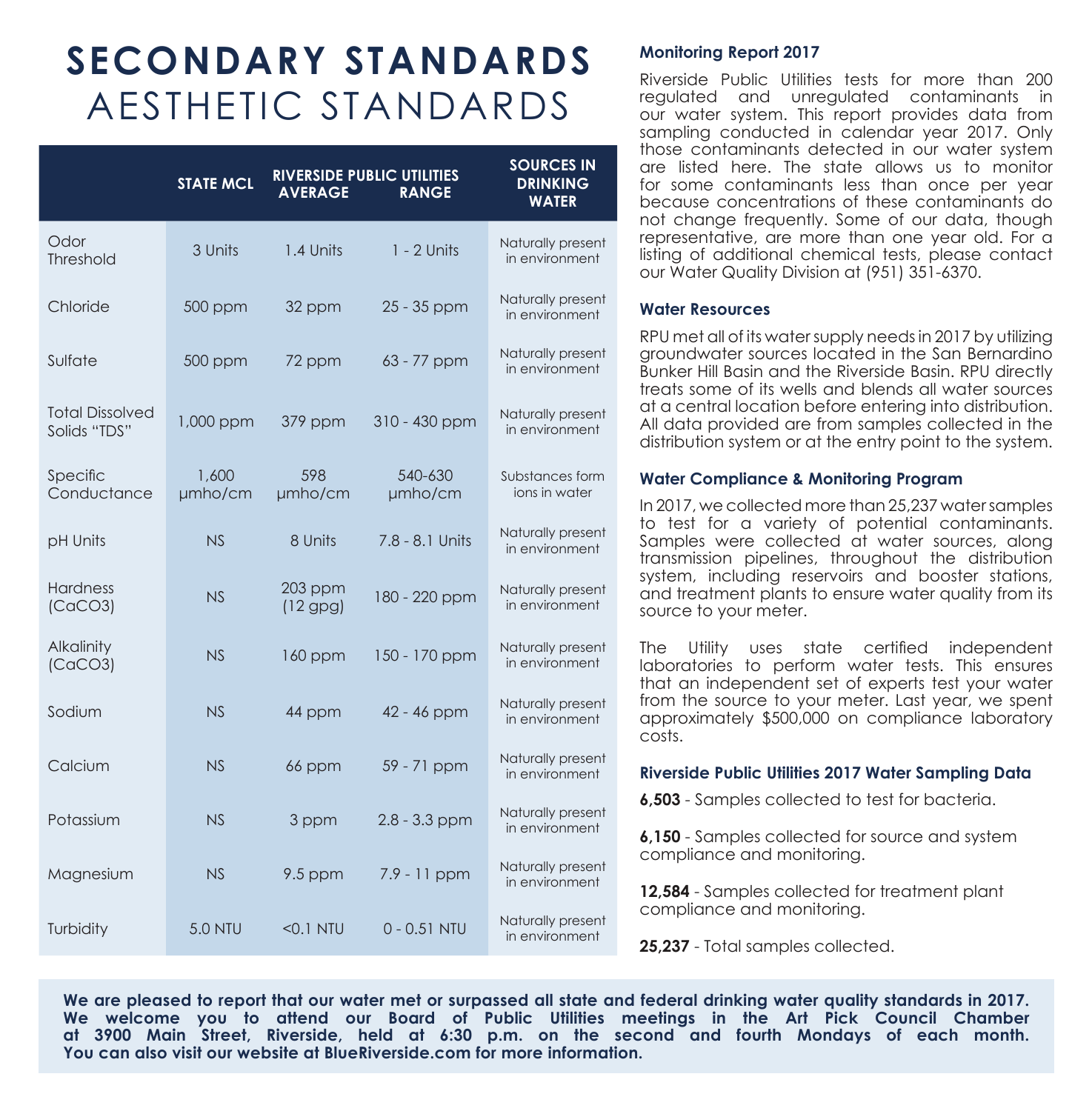# SECONDARY STANDARDS
## AESTHETIC STANDARDS

| | STATE MCL | RIVERSIDE PUBLIC UTILITIES AVERAGE | RANGE | SOURCES IN DRINKING WATER |
|---|---|---|---|---|
| Odor Threshold | 3 Units | 1.4 Units | 1 - 2 Units | Naturally present in environment |
| Chloride | 500 ppm | 32 ppm | 25 - 35 ppm | Naturally present in environment |
| Sulfate | 500 ppm | 72 ppm | 63 - 77 ppm | Naturally present in environment |
| Total Dissolved Solids "TDS" | 1,000 ppm | 379 ppm | 310 - 430 ppm | Naturally present in environment |
| Specific Conductance | 1,600 μmho/cm | 598 μmho/cm | 540-630 μmho/cm | Substances form ions in water |
| pH Units | NS | 8 Units | 7.8 - 8.1 Units | Naturally present in environment |
| Hardness (CaCO3) | NS | 203 ppm (12 gpg) | 180 - 220 ppm | Naturally present in environment |
| Alkalinity (CaCO3) | NS | 160 ppm | 150 - 170 ppm | Naturally present in environment |
| Sodium | NS | 44 ppm | 42 - 46 ppm | Naturally present in environment |
| Calcium | NS | 66 ppm | 59 - 71 ppm | Naturally present in environment |
| Potassium | NS | 3 ppm | 2.8 - 3.3 ppm | Naturally present in environment |
| Magnesium | NS | 9.5 ppm | 7.9 - 11 ppm | Naturally present in environment |
| Turbidity | 5.0 NTU | <0.1 NTU | 0 - 0.51 NTU | Naturally present in environment |

### Monitoring Report 2017

Riverside Public Utilities tests for more than 200 regulated and unregulated contaminants in our water system. This report provides data from sampling conducted in calendar year 2017. Only those contaminants detected in our water system are listed here. The state allows us to monitor for some contaminants less than once per year because concentrations of these contaminants do not change frequently. Some of our data, though representative, are more than one year old. For a listing of additional chemical tests, please contact our Water Quality Division at (951) 351-6370.

### Water Resources

RPU met all of its water supply needs in 2017 by utilizing groundwater sources located in the San Bernardino Bunker Hill Basin and the Riverside Basin. RPU directly treats some of its wells and blends all water sources at a central location before entering into distribution. All data provided are from samples collected in the distribution system or at the entry point to the system.

### Water Compliance & Monitoring Program

In 2017, we collected more than 25,237 water samples to test for a variety of potential contaminants. Samples were collected at water sources, along transmission pipelines, throughout the distribution system, including reservoirs and booster stations, and treatment plants to ensure water quality from its source to your meter.

The Utility uses state certified independent laboratories to perform water tests. This ensures that an independent set of experts test your water from the source to your meter. Last year, we spent approximately $500,000 on compliance laboratory costs.

### Riverside Public Utilities 2017 Water Sampling Data

**6,503** - Samples collected to test for bacteria.

**6,150** - Samples collected for source and system compliance and monitoring.

**12,584** - Samples collected for treatment plant compliance and monitoring.

**25,237** - Total samples collected.

**We are pleased to report that our water met or surpassed all state and federal drinking water quality standards in 2017. We welcome you to attend our Board of Public Utilities meetings in the Art Pick Council Chamber at 3900 Main Street, Riverside, held at 6:30 p.m. on the second and fourth Mondays of each month. You can also visit our website at BlueRiverside.com for more information.**